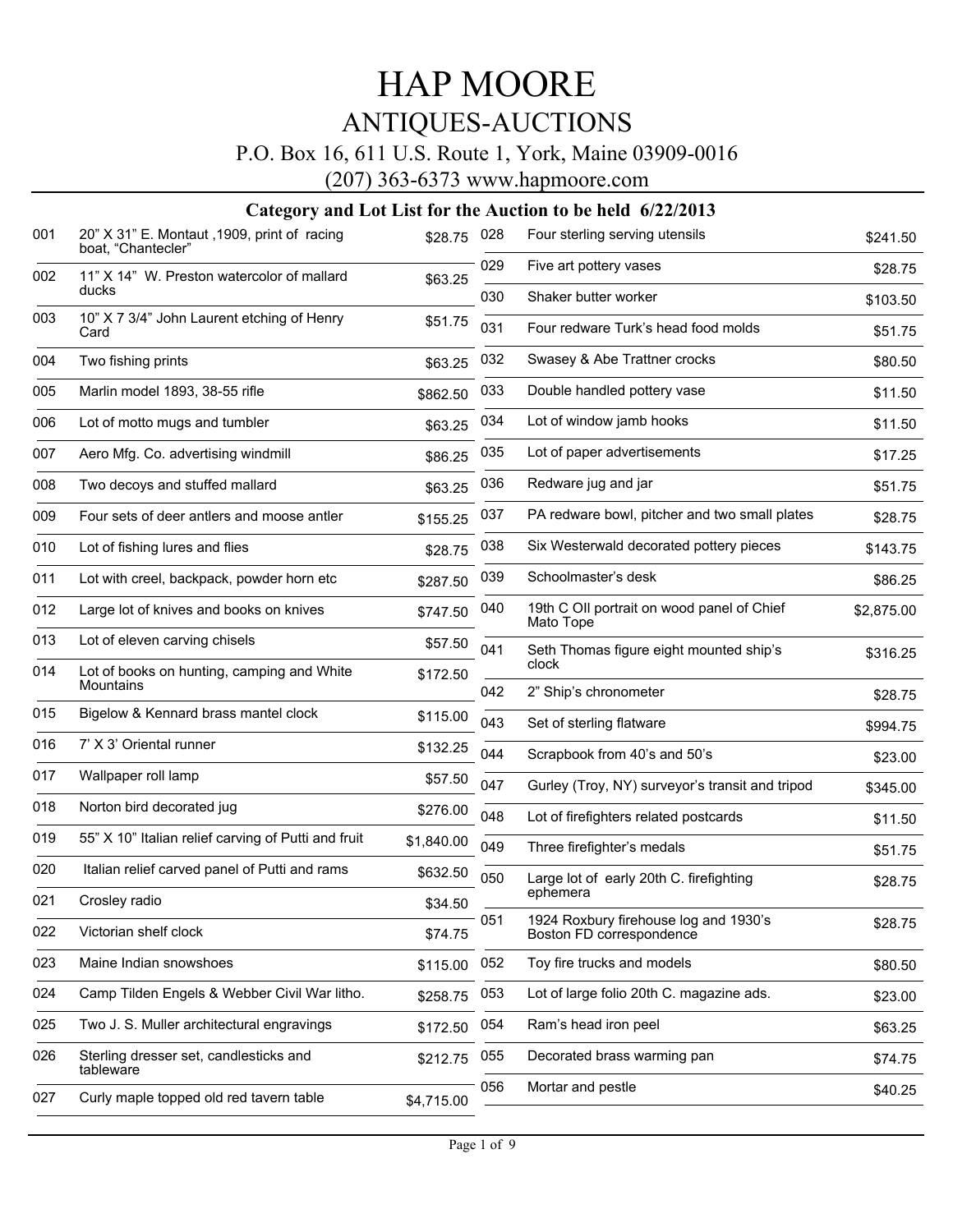# HAP MOORE

## ANTIQUES-AUCTIONS

P.O. Box 16, 611 U.S. Route 1, York, Maine 03909-0016

(207) 363-6373 www.hapmoore.com

### Category and Lot List for the Auction to be held 6/22/2013

| Lot | Description | Price |
|---|---|---|
| 001 | 20" X 31" E. Montaut ,1909, print of racing boat, "Chantecler" | $28.75 |
| 002 | 11" X 14" W. Preston watercolor of mallard ducks | $63.25 |
| 003 | 10" X 7 3/4" John Laurent etching of Henry Card | $51.75 |
| 004 | Two fishing prints | $63.25 |
| 005 | Marlin model 1893, 38-55 rifle | $862.50 |
| 006 | Lot of motto mugs and tumbler | $63.25 |
| 007 | Aero Mfg. Co. advertising windmill | $86.25 |
| 008 | Two decoys and stuffed mallard | $63.25 |
| 009 | Four sets of deer antlers and moose antler | $155.25 |
| 010 | Lot of fishing lures and flies | $28.75 |
| 011 | Lot with creel, backpack, powder horn etc | $287.50 |
| 012 | Large lot of knives and books on knives | $747.50 |
| 013 | Lot of eleven carving chisels | $57.50 |
| 014 | Lot of books on hunting, camping and White Mountains | $172.50 |
| 015 | Bigelow & Kennard brass mantel clock | $115.00 |
| 016 | 7' X 3' Oriental runner | $132.25 |
| 017 | Wallpaper roll lamp | $57.50 |
| 018 | Norton bird decorated jug | $276.00 |
| 019 | 55" X 10" Italian relief carving of Putti and fruit | $1,840.00 |
| 020 | Italian relief carved panel of Putti and rams | $632.50 |
| 021 | Crosley radio | $34.50 |
| 022 | Victorian shelf clock | $74.75 |
| 023 | Maine Indian snowshoes | $115.00 |
| 024 | Camp Tilden Engels & Webber Civil War litho. | $258.75 |
| 025 | Two J. S. Muller architectural engravings | $172.50 |
| 026 | Sterling dresser set, candlesticks and tableware | $212.75 |
| 027 | Curly maple topped old red tavern table | $4,715.00 |
| 028 | Four sterling serving utensils | $241.50 |
| 029 | Five art pottery vases | $28.75 |
| 030 | Shaker butter worker | $103.50 |
| 031 | Four redware Turk's head food molds | $51.75 |
| 032 | Swasey & Abe Trattner crocks | $80.50 |
| 033 | Double handled pottery vase | $11.50 |
| 034 | Lot of window jamb hooks | $11.50 |
| 035 | Lot of paper advertisements | $17.25 |
| 036 | Redware jug and jar | $51.75 |
| 037 | PA redware bowl, pitcher and two small plates | $28.75 |
| 038 | Six Westerwald decorated pottery pieces | $143.75 |
| 039 | Schoolmaster's desk | $86.25 |
| 040 | 19th C OIl portrait on wood panel of Chief Mato Tope | $2,875.00 |
| 041 | Seth Thomas figure eight mounted ship's clock | $316.25 |
| 042 | 2" Ship's chronometer | $28.75 |
| 043 | Set of sterling flatware | $994.75 |
| 044 | Scrapbook from 40's and 50's | $23.00 |
| 047 | Gurley (Troy, NY) surveyor's transit and tripod | $345.00 |
| 048 | Lot of firefighters related postcards | $11.50 |
| 049 | Three firefighter's medals | $51.75 |
| 050 | Large lot of early 20th C. firefighting ephemera | $28.75 |
| 051 | 1924 Roxbury firehouse log and 1930's Boston FD correspondence | $28.75 |
| 052 | Toy fire trucks and models | $80.50 |
| 053 | Lot of large folio 20th C. magazine ads. | $23.00 |
| 054 | Ram's head iron peel | $63.25 |
| 055 | Decorated brass warming pan | $74.75 |
| 056 | Mortar and pestle | $40.25 |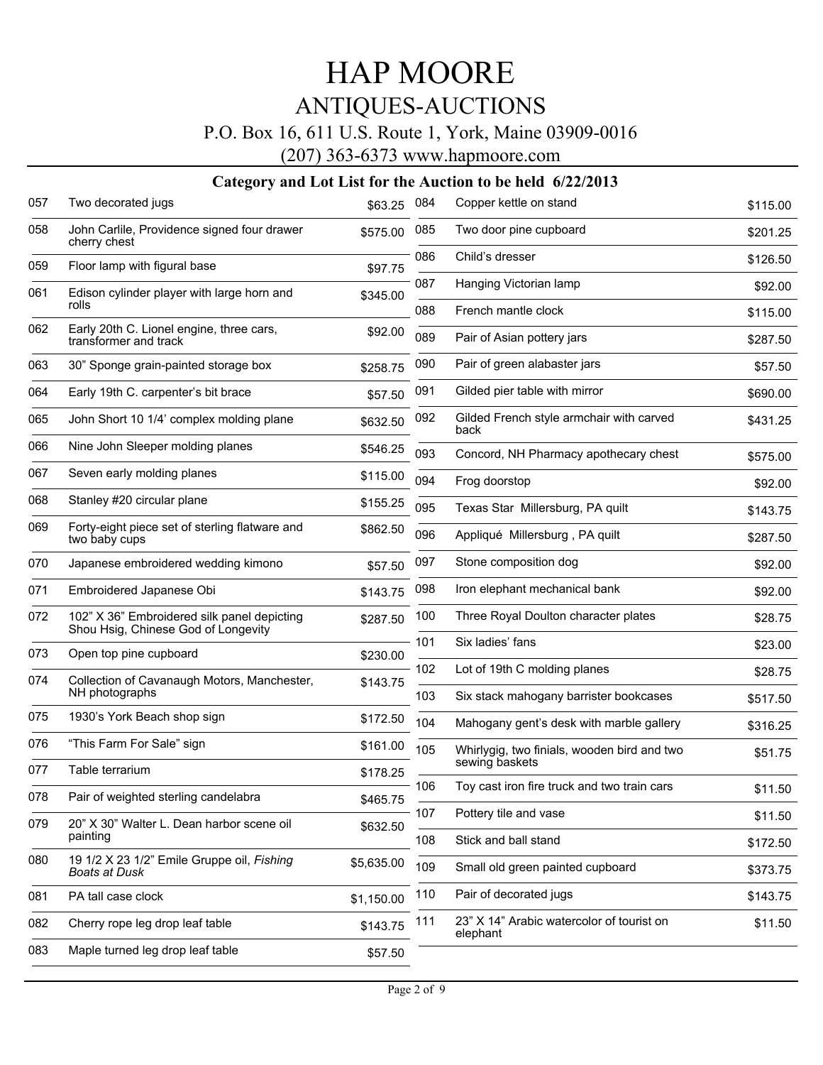# HAP MOORE

## ANTIQUES-AUCTIONS

P.O. Box 16, 611 U.S. Route 1, York, Maine 03909-0016

(207) 363-6373 www.hapmoore.com

### Category and Lot List for the Auction to be held 6/22/2013

| Lot | Description | Price |
|---|---|---|
| 057 | Two decorated jugs | $63.25 |
| 058 | John Carlile, Providence signed four drawer cherry chest | $575.00 |
| 059 | Floor lamp with figural base | $97.75 |
| 061 | Edison cylinder player with large horn and rolls | $345.00 |
| 062 | Early 20th C. Lionel engine, three cars, transformer and track | $92.00 |
| 063 | 30” Sponge grain-painted storage box | $258.75 |
| 064 | Early 19th C. carpenter’s bit brace | $57.50 |
| 065 | John Short 10 1/4’ complex molding plane | $632.50 |
| 066 | Nine John Sleeper molding planes | $546.25 |
| 067 | Seven early molding planes | $115.00 |
| 068 | Stanley #20 circular plane | $155.25 |
| 069 | Forty-eight piece set of sterling flatware and two baby cups | $862.50 |
| 070 | Japanese embroidered wedding kimono | $57.50 |
| 071 | Embroidered Japanese Obi | $143.75 |
| 072 | 102” X 36” Embroidered silk panel depicting Shou Hsig, Chinese God of Longevity | $287.50 |
| 073 | Open top pine cupboard | $230.00 |
| 074 | Collection of Cavanaugh Motors, Manchester, NH photographs | $143.75 |
| 075 | 1930’s York Beach shop sign | $172.50 |
| 076 | “This Farm For Sale” sign | $161.00 |
| 077 | Table terrarium | $178.25 |
| 078 | Pair of weighted sterling candelabra | $465.75 |
| 079 | 20” X 30” Walter L. Dean harbor scene oil painting | $632.50 |
| 080 | 19 1/2 X 23 1/2” Emile Gruppe oil, *Fishing Boats at Dusk* | $5,635.00 |
| 081 | PA tall case clock | $1,150.00 |
| 082 | Cherry rope leg drop leaf table | $143.75 |
| 083 | Maple turned leg drop leaf table | $57.50 |
| 084 | Copper kettle on stand | $115.00 |
| 085 | Two door pine cupboard | $201.25 |
| 086 | Child’s dresser | $126.50 |
| 087 | Hanging Victorian lamp | $92.00 |
| 088 | French mantle clock | $115.00 |
| 089 | Pair of Asian pottery jars | $287.50 |
| 090 | Pair of green alabaster jars | $57.50 |
| 091 | Gilded pier table with mirror | $690.00 |
| 092 | Gilded French style armchair with carved back | $431.25 |
| 093 | Concord, NH Pharmacy apothecary chest | $575.00 |
| 094 | Frog doorstop | $92.00 |
| 095 | Texas Star Millersburg, PA quilt | $143.75 |
| 096 | Appliqué Millersburg , PA quilt | $287.50 |
| 097 | Stone composition dog | $92.00 |
| 098 | Iron elephant mechanical bank | $92.00 |
| 100 | Three Royal Doulton character plates | $28.75 |
| 101 | Six ladies’ fans | $23.00 |
| 102 | Lot of 19th C molding planes | $28.75 |
| 103 | Six stack mahogany barrister bookcases | $517.50 |
| 104 | Mahogany gent’s desk with marble gallery | $316.25 |
| 105 | Whirlygig, two finials, wooden bird and two sewing baskets | $51.75 |
| 106 | Toy cast iron fire truck and two train cars | $11.50 |
| 107 | Pottery tile and vase | $11.50 |
| 108 | Stick and ball stand | $172.50 |
| 109 | Small old green painted cupboard | $373.75 |
| 110 | Pair of decorated jugs | $143.75 |
| 111 | 23” X 14” Arabic watercolor of tourist on elephant | $11.50 |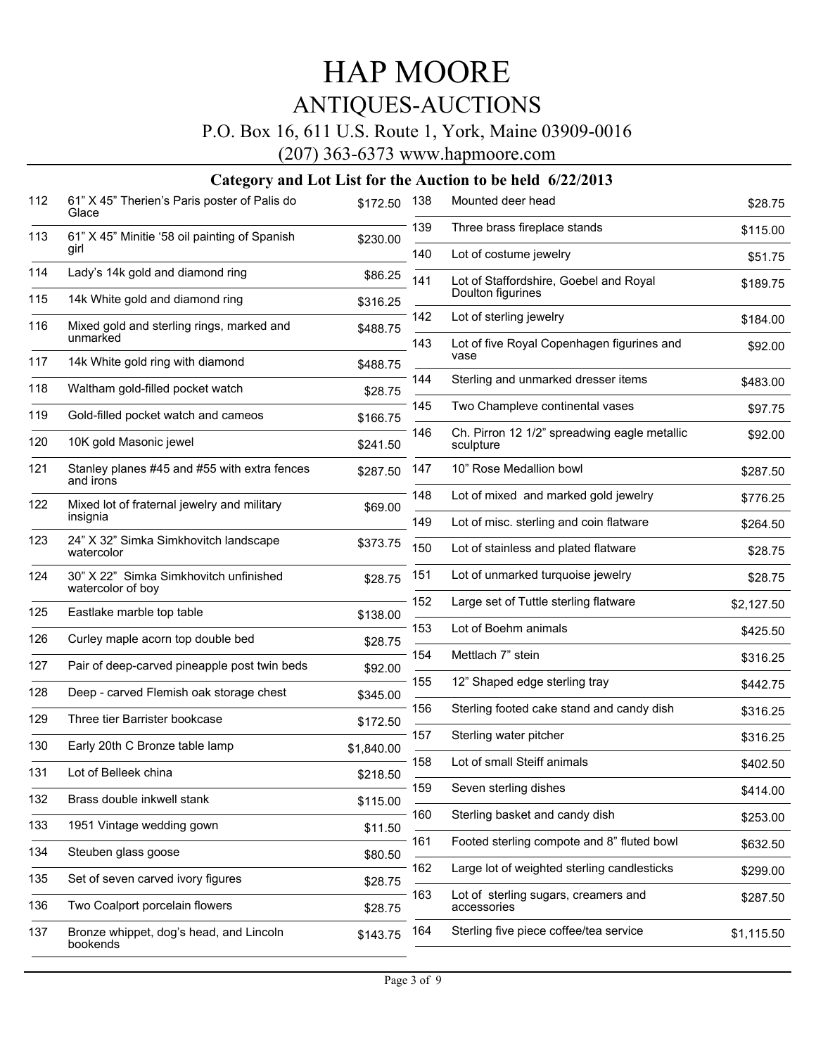# HAP MOORE

## ANTIQUES-AUCTIONS

P.O. Box 16, 611 U.S. Route 1, York, Maine 03909-0016

(207) 363-6373 www.hapmoore.com

### Category and Lot List for the Auction to be held 6/22/2013

| Lot | Description | Price |
|---|---|---|
| 112 | 61” X 45” Therien’s Paris poster of Palis do Glace | $172.50 |
| 113 | 61” X 45” Minitie ‘58 oil painting of Spanish girl | $230.00 |
| 114 | Lady’s 14k gold and diamond ring | $86.25 |
| 115 | 14k White gold and diamond ring | $316.25 |
| 116 | Mixed gold and sterling rings, marked and unmarked | $488.75 |
| 117 | 14k White gold ring with diamond | $488.75 |
| 118 | Waltham gold-filled pocket watch | $28.75 |
| 119 | Gold-filled pocket watch and cameos | $166.75 |
| 120 | 10K gold Masonic jewel | $241.50 |
| 121 | Stanley planes #45 and #55 with extra fences and irons | $287.50 |
| 122 | Mixed lot of fraternal jewelry and military insignia | $69.00 |
| 123 | 24” X 32” Simka Simkhovitch landscape watercolor | $373.75 |
| 124 | 30” X 22” Simka Simkhovitch unfinished watercolor of boy | $28.75 |
| 125 | Eastlake marble top table | $138.00 |
| 126 | Curley maple acorn top double bed | $28.75 |
| 127 | Pair of deep-carved pineapple post twin beds | $92.00 |
| 128 | Deep - carved Flemish oak storage chest | $345.00 |
| 129 | Three tier Barrister bookcase | $172.50 |
| 130 | Early 20th C Bronze table lamp | $1,840.00 |
| 131 | Lot of Belleek china | $218.50 |
| 132 | Brass double inkwell stank | $115.00 |
| 133 | 1951 Vintage wedding gown | $11.50 |
| 134 | Steuben glass goose | $80.50 |
| 135 | Set of seven carved ivory figures | $28.75 |
| 136 | Two Coalport porcelain flowers | $28.75 |
| 137 | Bronze whippet, dog’s head, and Lincoln bookends | $143.75 |
| 138 | Mounted deer head | $28.75 |
| 139 | Three brass fireplace stands | $115.00 |
| 140 | Lot of costume jewelry | $51.75 |
| 141 | Lot of Staffordshire, Goebel and Royal Doulton figurines | $189.75 |
| 142 | Lot of sterling jewelry | $184.00 |
| 143 | Lot of five Royal Copenhagen figurines and vase | $92.00 |
| 144 | Sterling and unmarked dresser items | $483.00 |
| 145 | Two Champleve continental vases | $97.75 |
| 146 | Ch. Pirron 12 1/2” spreadwing eagle metallic sculpture | $92.00 |
| 147 | 10” Rose Medallion bowl | $287.50 |
| 148 | Lot of mixed and marked gold jewelry | $776.25 |
| 149 | Lot of misc. sterling and coin flatware | $264.50 |
| 150 | Lot of stainless and plated flatware | $28.75 |
| 151 | Lot of unmarked turquoise jewelry | $28.75 |
| 152 | Large set of Tuttle sterling flatware | $2,127.50 |
| 153 | Lot of Boehm animals | $425.50 |
| 154 | Mettlach 7” stein | $316.25 |
| 155 | 12” Shaped edge sterling tray | $442.75 |
| 156 | Sterling footed cake stand and candy dish | $316.25 |
| 157 | Sterling water pitcher | $316.25 |
| 158 | Lot of small Steiff animals | $402.50 |
| 159 | Seven sterling dishes | $414.00 |
| 160 | Sterling basket and candy dish | $253.00 |
| 161 | Footed sterling compote and 8” fluted bowl | $632.50 |
| 162 | Large lot of weighted sterling candlesticks | $299.00 |
| 163 | Lot of sterling sugars, creamers and accessories | $287.50 |
| 164 | Sterling five piece coffee/tea service | $1,115.50 |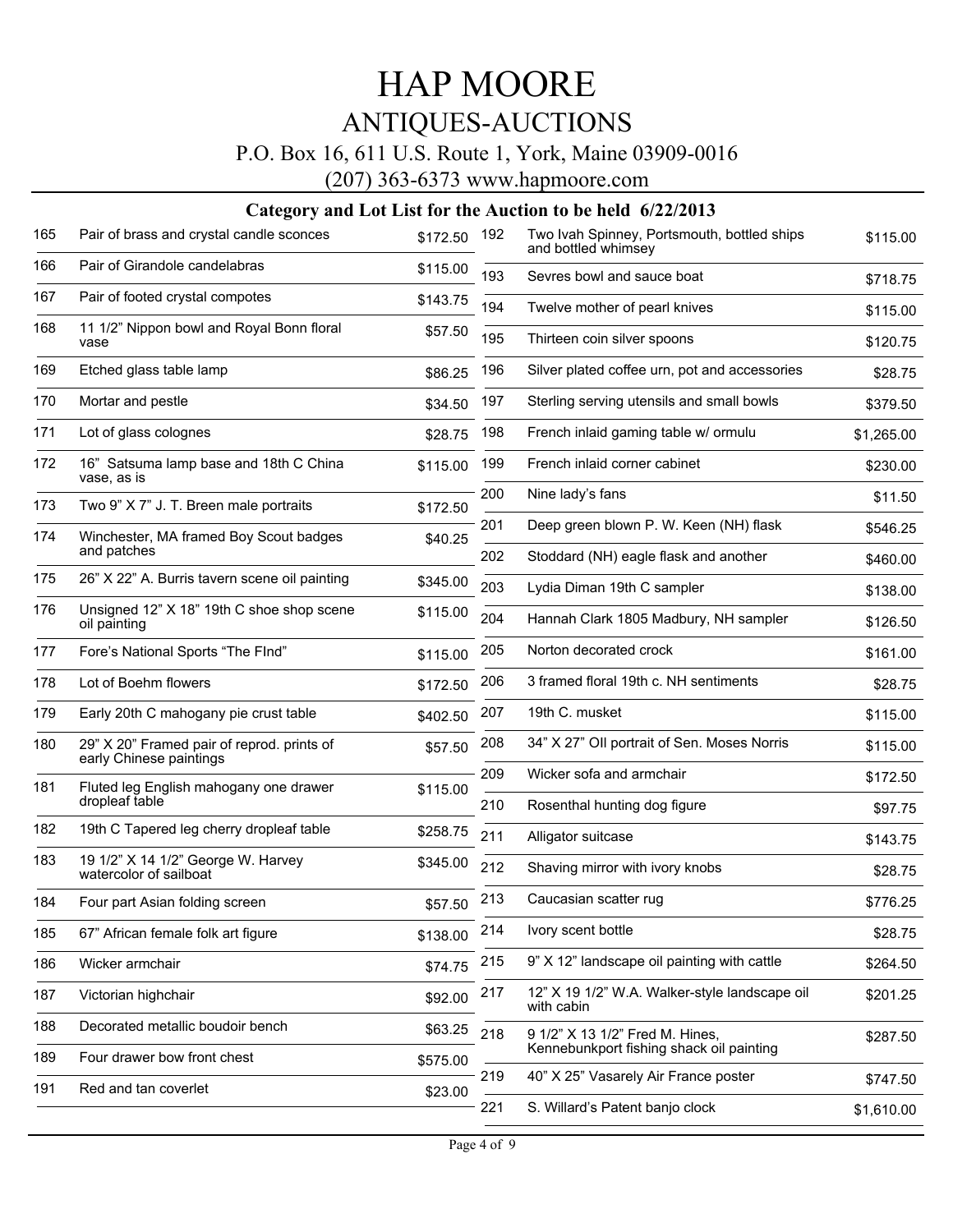# HAP MOORE

## ANTIQUES-AUCTIONS

P.O. Box 16, 611 U.S. Route 1, York, Maine 03909-0016

(207) 363-6373 www.hapmoore.com

### Category and Lot List for the Auction to be held 6/22/2013

| Lot | Description | Price |
|---|---|---|
| 165 | Pair of brass and crystal candle sconces | $172.50 |
| 166 | Pair of Girandole candelabras | $115.00 |
| 167 | Pair of footed crystal compotes | $143.75 |
| 168 | 11 1/2" Nippon bowl and Royal Bonn floral vase | $57.50 |
| 169 | Etched glass table lamp | $86.25 |
| 170 | Mortar and pestle | $34.50 |
| 171 | Lot of glass colognes | $28.75 |
| 172 | 16" Satsuma lamp base and 18th C China vase, as is | $115.00 |
| 173 | Two 9" X 7" J. T. Breen male portraits | $172.50 |
| 174 | Winchester, MA framed Boy Scout badges and patches | $40.25 |
| 175 | 26" X 22" A. Burris tavern scene oil painting | $345.00 |
| 176 | Unsigned 12" X 18" 19th C shoe shop scene oil painting | $115.00 |
| 177 | Fore's National Sports "The FInd" | $115.00 |
| 178 | Lot of Boehm flowers | $172.50 |
| 179 | Early 20th C mahogany pie crust table | $402.50 |
| 180 | 29" X 20" Framed pair of reprod. prints of early Chinese paintings | $57.50 |
| 181 | Fluted leg English mahogany one drawer dropleaf table | $115.00 |
| 182 | 19th C Tapered leg cherry dropleaf table | $258.75 |
| 183 | 19 1/2" X 14 1/2" George W. Harvey watercolor of sailboat | $345.00 |
| 184 | Four part Asian folding screen | $57.50 |
| 185 | 67" African female folk art figure | $138.00 |
| 186 | Wicker armchair | $74.75 |
| 187 | Victorian highchair | $92.00 |
| 188 | Decorated metallic boudoir bench | $63.25 |
| 189 | Four drawer bow front chest | $575.00 |
| 191 | Red and tan coverlet | $23.00 |
| 192 | Two Ivah Spinney, Portsmouth, bottled ships and bottled whimsey | $115.00 |
| 193 | Sevres bowl and sauce boat | $718.75 |
| 194 | Twelve mother of pearl knives | $115.00 |
| 195 | Thirteen coin silver spoons | $120.75 |
| 196 | Silver plated coffee urn, pot and accessories | $28.75 |
| 197 | Sterling serving utensils and small bowls | $379.50 |
| 198 | French inlaid gaming table w/ ormulu | $1,265.00 |
| 199 | French inlaid corner cabinet | $230.00 |
| 200 | Nine lady's fans | $11.50 |
| 201 | Deep green blown P. W. Keen (NH) flask | $546.25 |
| 202 | Stoddard (NH) eagle flask and another | $460.00 |
| 203 | Lydia Diman 19th C sampler | $138.00 |
| 204 | Hannah Clark 1805 Madbury, NH sampler | $126.50 |
| 205 | Norton decorated crock | $161.00 |
| 206 | 3 framed floral 19th c. NH sentiments | $28.75 |
| 207 | 19th C. musket | $115.00 |
| 208 | 34" X 27" OIl portrait of Sen. Moses Norris | $115.00 |
| 209 | Wicker sofa and armchair | $172.50 |
| 210 | Rosenthal hunting dog figure | $97.75 |
| 211 | Alligator suitcase | $143.75 |
| 212 | Shaving mirror with ivory knobs | $28.75 |
| 213 | Caucasian scatter rug | $776.25 |
| 214 | Ivory scent bottle | $28.75 |
| 215 | 9" X 12" landscape oil painting with cattle | $264.50 |
| 217 | 12" X 19 1/2" W.A. Walker-style landscape oil with cabin | $201.25 |
| 218 | 9 1/2" X 13 1/2" Fred M. Hines, Kennebunkport fishing shack oil painting | $287.50 |
| 219 | 40" X 25" Vasarely Air France poster | $747.50 |
| 221 | S. Willard's Patent banjo clock | $1,610.00 |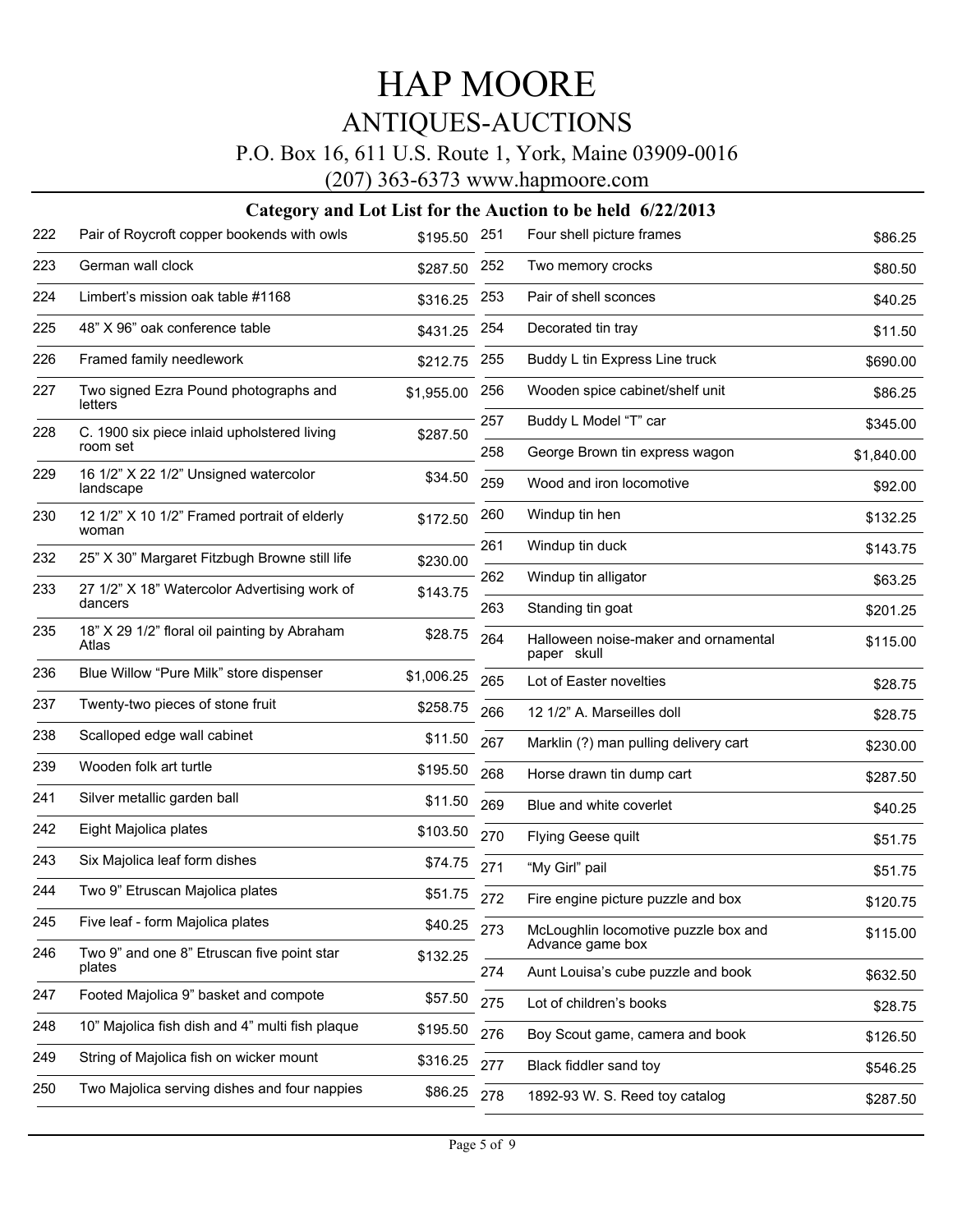# HAP MOORE

## ANTIQUES-AUCTIONS

P.O. Box 16, 611 U.S. Route 1, York, Maine 03909-0016

(207) 363-6373 www.hapmoore.com

### Category and Lot List for the Auction to be held 6/22/2013

| Lot | Description | Price |
|---|---|---|
| 222 | Pair of Roycroft copper bookends with owls | $195.50 |
| 223 | German wall clock | $287.50 |
| 224 | Limbert's mission oak table #1168 | $316.25 |
| 225 | 48" X 96" oak conference table | $431.25 |
| 226 | Framed family needlework | $212.75 |
| 227 | Two signed Ezra Pound photographs and letters | $1,955.00 |
| 228 | C. 1900 six piece inlaid upholstered living room set | $287.50 |
| 229 | 16 1/2" X 22 1/2" Unsigned watercolor landscape | $34.50 |
| 230 | 12 1/2" X 10 1/2" Framed portrait of elderly woman | $172.50 |
| 232 | 25" X 30" Margaret Fitzbugh Browne still life | $230.00 |
| 233 | 27 1/2" X 18" Watercolor Advertising work of dancers | $143.75 |
| 235 | 18" X 29 1/2" floral oil painting by Abraham Atlas | $28.75 |
| 236 | Blue Willow "Pure Milk" store dispenser | $1,006.25 |
| 237 | Twenty-two pieces of stone fruit | $258.75 |
| 238 | Scalloped edge wall cabinet | $11.50 |
| 239 | Wooden folk art turtle | $195.50 |
| 241 | Silver metallic garden ball | $11.50 |
| 242 | Eight Majolica plates | $103.50 |
| 243 | Six Majolica leaf form dishes | $74.75 |
| 244 | Two 9" Etruscan Majolica plates | $51.75 |
| 245 | Five leaf - form Majolica plates | $40.25 |
| 246 | Two 9" and one 8" Etruscan five point star plates | $132.25 |
| 247 | Footed Majolica 9" basket and compote | $57.50 |
| 248 | 10" Majolica fish dish and 4" multi fish plaque | $195.50 |
| 249 | String of Majolica fish on wicker mount | $316.25 |
| 250 | Two Majolica serving dishes and four nappies | $86.25 |
| 251 | Four shell picture frames | $86.25 |
| 252 | Two memory crocks | $80.50 |
| 253 | Pair of shell sconces | $40.25 |
| 254 | Decorated tin tray | $11.50 |
| 255 | Buddy L tin Express Line truck | $690.00 |
| 256 | Wooden spice cabinet/shelf unit | $86.25 |
| 257 | Buddy L Model "T" car | $345.00 |
| 258 | George Brown tin express wagon | $1,840.00 |
| 259 | Wood and iron locomotive | $92.00 |
| 260 | Windup tin hen | $132.25 |
| 261 | Windup tin duck | $143.75 |
| 262 | Windup tin alligator | $63.25 |
| 263 | Standing tin goat | $201.25 |
| 264 | Halloween noise-maker and ornamental paper skull | $115.00 |
| 265 | Lot of Easter novelties | $28.75 |
| 266 | 12 1/2" A. Marseilles doll | $28.75 |
| 267 | Marklin (?) man pulling delivery cart | $230.00 |
| 268 | Horse drawn tin dump cart | $287.50 |
| 269 | Blue and white coverlet | $40.25 |
| 270 | Flying Geese quilt | $51.75 |
| 271 | "My Girl" pail | $51.75 |
| 272 | Fire engine picture puzzle and box | $120.75 |
| 273 | McLoughlin locomotive puzzle box and Advance game box | $115.00 |
| 274 | Aunt Louisa's cube puzzle and book | $632.50 |
| 275 | Lot of children's books | $28.75 |
| 276 | Boy Scout game, camera and book | $126.50 |
| 277 | Black fiddler sand toy | $546.25 |
| 278 | 1892-93 W. S. Reed toy catalog | $287.50 |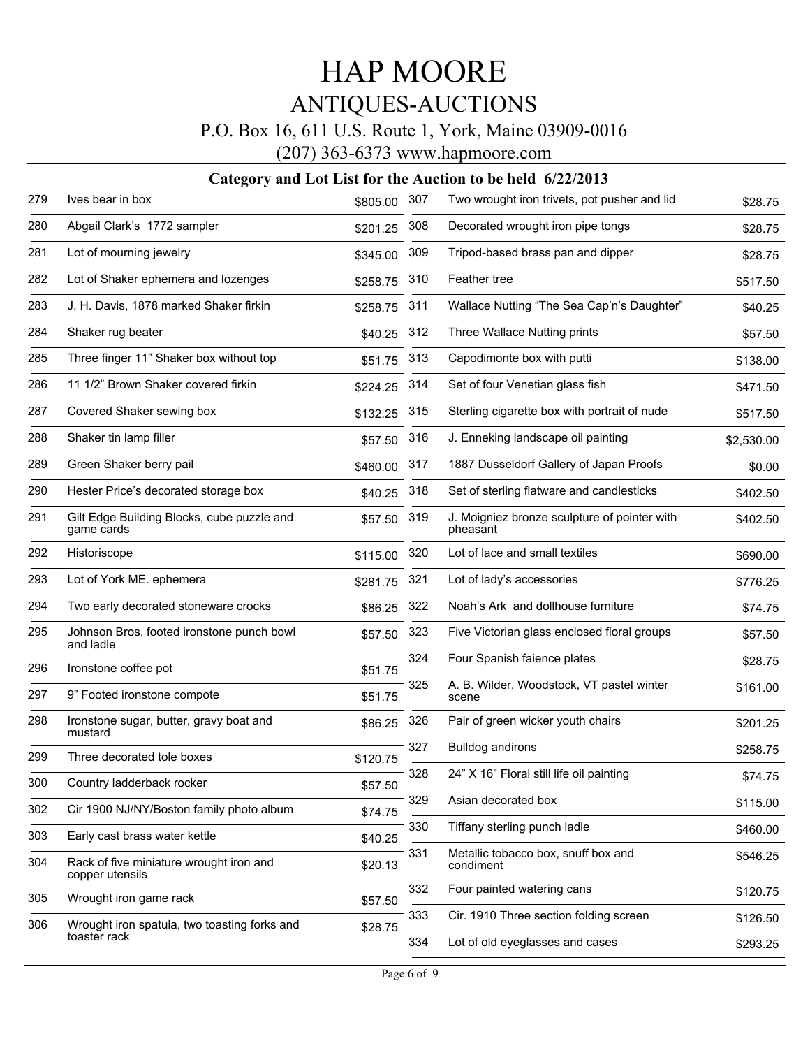# HAP MOORE

## ANTIQUES-AUCTIONS

P.O. Box 16, 611 U.S. Route 1, York, Maine 03909-0016

(207) 363-6373 www.hapmoore.com

### Category and Lot List for the Auction to be held 6/22/2013

| Lot | Description | Price |
|---|---|---|
| 279 | Ives bear in box | $805.00 |
| 280 | Abgail Clark's 1772 sampler | $201.25 |
| 281 | Lot of mourning jewelry | $345.00 |
| 282 | Lot of Shaker ephemera and lozenges | $258.75 |
| 283 | J. H. Davis, 1878 marked Shaker firkin | $258.75 |
| 284 | Shaker rug beater | $40.25 |
| 285 | Three finger 11" Shaker box without top | $51.75 |
| 286 | 11 1/2" Brown Shaker covered firkin | $224.25 |
| 287 | Covered Shaker sewing box | $132.25 |
| 288 | Shaker tin lamp filler | $57.50 |
| 289 | Green Shaker berry pail | $460.00 |
| 290 | Hester Price's decorated storage box | $40.25 |
| 291 | Gilt Edge Building Blocks, cube puzzle and game cards | $57.50 |
| 292 | Historiscope | $115.00 |
| 293 | Lot of York ME. ephemera | $281.75 |
| 294 | Two early decorated stoneware crocks | $86.25 |
| 295 | Johnson Bros. footed ironstone punch bowl and ladle | $57.50 |
| 296 | Ironstone coffee pot | $51.75 |
| 297 | 9" Footed ironstone compote | $51.75 |
| 298 | Ironstone sugar, butter, gravy boat and mustard | $86.25 |
| 299 | Three decorated tole boxes | $120.75 |
| 300 | Country ladderback rocker | $57.50 |
| 302 | Cir 1900 NJ/NY/Boston family photo album | $74.75 |
| 303 | Early cast brass water kettle | $40.25 |
| 304 | Rack of five miniature wrought iron and copper utensils | $20.13 |
| 305 | Wrought iron game rack | $57.50 |
| 306 | Wrought iron spatula, two toasting forks and toaster rack | $28.75 |
| 307 | Two wrought iron trivets, pot pusher and lid | $28.75 |
| 308 | Decorated wrought iron pipe tongs | $28.75 |
| 309 | Tripod-based brass pan and dipper | $28.75 |
| 310 | Feather tree | $517.50 |
| 311 | Wallace Nutting "The Sea Cap'n's Daughter" | $40.25 |
| 312 | Three Wallace Nutting prints | $57.50 |
| 313 | Capodimonte box with putti | $138.00 |
| 314 | Set of four Venetian glass fish | $471.50 |
| 315 | Sterling cigarette box with portrait of nude | $517.50 |
| 316 | J. Enneking landscape oil painting | $2,530.00 |
| 317 | 1887 Dusseldorf Gallery of Japan Proofs | $0.00 |
| 318 | Set of sterling flatware and candlesticks | $402.50 |
| 319 | J. Moigniez bronze sculpture of pointer with pheasant | $402.50 |
| 320 | Lot of lace and small textiles | $690.00 |
| 321 | Lot of lady's accessories | $776.25 |
| 322 | Noah's Ark and dollhouse furniture | $74.75 |
| 323 | Five Victorian glass enclosed floral groups | $57.50 |
| 324 | Four Spanish faience plates | $28.75 |
| 325 | A. B. Wilder, Woodstock, VT pastel winter scene | $161.00 |
| 326 | Pair of green wicker youth chairs | $201.25 |
| 327 | Bulldog andirons | $258.75 |
| 328 | 24" X 16" Floral still life oil painting | $74.75 |
| 329 | Asian decorated box | $115.00 |
| 330 | Tiffany sterling punch ladle | $460.00 |
| 331 | Metallic tobacco box, snuff box and condiment | $546.25 |
| 332 | Four painted watering cans | $120.75 |
| 333 | Cir. 1910 Three section folding screen | $126.50 |
| 334 | Lot of old eyeglasses and cases | $293.25 |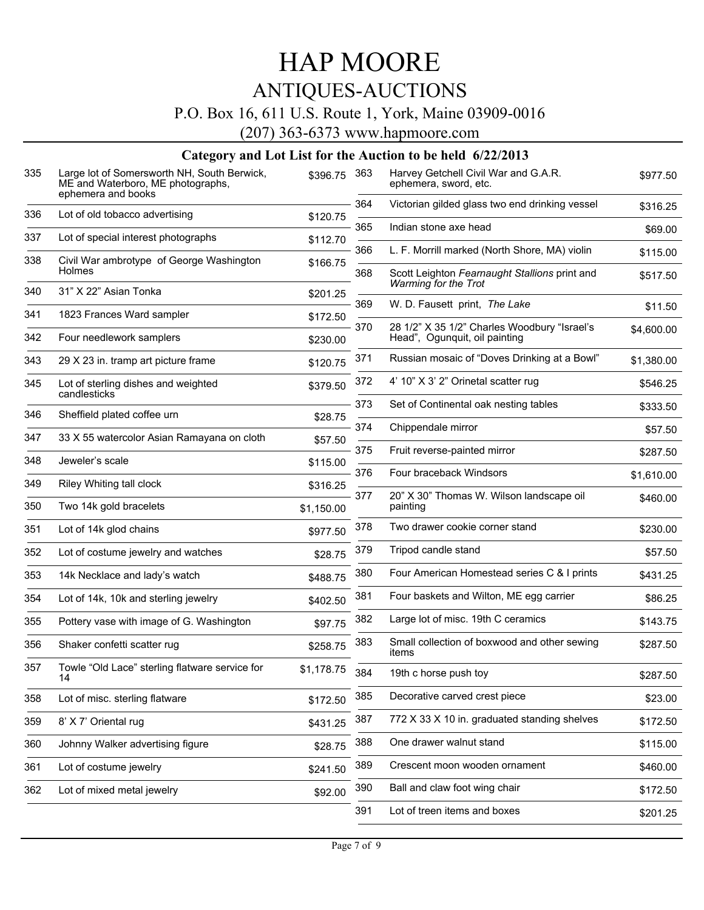# HAP MOORE

## ANTIQUES-AUCTIONS

P.O. Box 16, 611 U.S. Route 1, York, Maine 03909-0016

(207) 363-6373 www.hapmoore.com

### Category and Lot List for the Auction to be held 6/22/2013

| Lot | Description | Price |
|---|---|---|
| 335 | Large lot of Somersworth NH, South Berwick, ME and Waterboro, ME photographs, ephemera and books | $396.75 |
| 336 | Lot of old tobacco advertising | $120.75 |
| 337 | Lot of special interest photographs | $112.70 |
| 338 | Civil War ambrotype of George Washington Holmes | $166.75 |
| 340 | 31" X 22" Asian Tonka | $201.25 |
| 341 | 1823 Frances Ward sampler | $172.50 |
| 342 | Four needlework samplers | $230.00 |
| 343 | 29 X 23 in. tramp art picture frame | $120.75 |
| 345 | Lot of sterling dishes and weighted candlesticks | $379.50 |
| 346 | Sheffield plated coffee urn | $28.75 |
| 347 | 33 X 55 watercolor Asian Ramayana on cloth | $57.50 |
| 348 | Jeweler's scale | $115.00 |
| 349 | Riley Whiting tall clock | $316.25 |
| 350 | Two 14k gold bracelets | $1,150.00 |
| 351 | Lot of 14k glod chains | $977.50 |
| 352 | Lot of costume jewelry and watches | $28.75 |
| 353 | 14k Necklace and lady's watch | $488.75 |
| 354 | Lot of 14k, 10k and sterling jewelry | $402.50 |
| 355 | Pottery vase with image of G. Washington | $97.75 |
| 356 | Shaker confetti scatter rug | $258.75 |
| 357 | Towle "Old Lace" sterling flatware service for 14 | $1,178.75 |
| 358 | Lot of misc. sterling flatware | $172.50 |
| 359 | 8' X 7' Oriental rug | $431.25 |
| 360 | Johnny Walker advertising figure | $28.75 |
| 361 | Lot of costume jewelry | $241.50 |
| 362 | Lot of mixed metal jewelry | $92.00 |
| 363 | Harvey Getchell Civil War and G.A.R. ephemera, sword, etc. | $977.50 |
| 364 | Victorian gilded glass two end drinking vessel | $316.25 |
| 365 | Indian stone axe head | $69.00 |
| 366 | L. F. Morrill marked (North Shore, MA) violin | $115.00 |
| 368 | Scott Leighton *Fearnaught Stallions* print and *Warming for the Trot* | $517.50 |
| 369 | W. D. Fausett print, *The Lake* | $11.50 |
| 370 | 28 1/2" X 35 1/2" Charles Woodbury "Israel's Head", Ogunquit, oil painting | $4,600.00 |
| 371 | Russian mosaic of "Doves Drinking at a Bowl" | $1,380.00 |
| 372 | 4' 10" X 3' 2" Orinetal scatter rug | $546.25 |
| 373 | Set of Continental oak nesting tables | $333.50 |
| 374 | Chippendale mirror | $57.50 |
| 375 | Fruit reverse-painted mirror | $287.50 |
| 376 | Four braceback Windsors | $1,610.00 |
| 377 | 20" X 30" Thomas W. Wilson landscape oil painting | $460.00 |
| 378 | Two drawer cookie corner stand | $230.00 |
| 379 | Tripod candle stand | $57.50 |
| 380 | Four American Homestead series C & I prints | $431.25 |
| 381 | Four baskets and Wilton, ME egg carrier | $86.25 |
| 382 | Large lot of misc. 19th C ceramics | $143.75 |
| 383 | Small collection of boxwood and other sewing items | $287.50 |
| 384 | 19th c horse push toy | $287.50 |
| 385 | Decorative carved crest piece | $23.00 |
| 387 | 772 X 33 X 10 in. graduated standing shelves | $172.50 |
| 388 | One drawer walnut stand | $115.00 |
| 389 | Crescent moon wooden ornament | $460.00 |
| 390 | Ball and claw foot wing chair | $172.50 |
| 391 | Lot of treen items and boxes | $201.25 |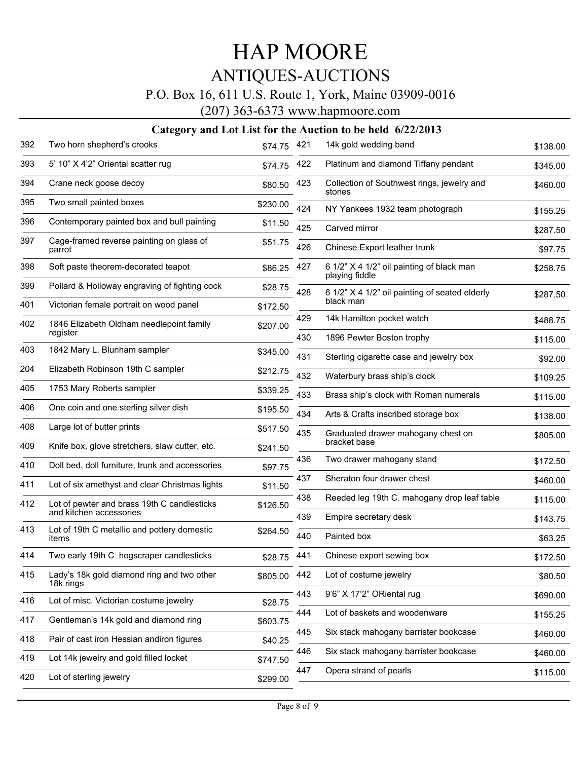# HAP MOORE

## ANTIQUES-AUCTIONS

P.O. Box 16, 611 U.S. Route 1, York, Maine 03909-0016

(207) 363-6373 www.hapmoore.com

### Category and Lot List for the Auction to be held 6/22/2013

| Lot | Description | Price |
|---|---|---|
| 392 | Two horn shepherd's crooks | $74.75 |
| 393 | 5' 10" X 4'2" Oriental scatter rug | $74.75 |
| 394 | Crane neck goose decoy | $80.50 |
| 395 | Two small painted boxes | $230.00 |
| 396 | Contemporary painted box and bull painting | $11.50 |
| 397 | Cage-framed reverse painting on glass of parrot | $51.75 |
| 398 | Soft paste theorem-decorated teapot | $86.25 |
| 399 | Pollard & Holloway engraving of fighting cock | $28.75 |
| 401 | Victorian female portrait on wood panel | $172.50 |
| 402 | 1846 Elizabeth Oldham needlepoint family register | $207.00 |
| 403 | 1842 Mary L. Blunham sampler | $345.00 |
| 204 | Elizabeth Robinson 19th C sampler | $212.75 |
| 405 | 1753 Mary Roberts sampler | $339.25 |
| 406 | One coin and one sterling silver dish | $195.50 |
| 408 | Large lot of butter prints | $517.50 |
| 409 | Knife box, glove stretchers, slaw cutter, etc. | $241.50 |
| 410 | Doll bed, doll furniture, trunk and accessories | $97.75 |
| 411 | Lot of six amethyst and clear Christmas lights | $11.50 |
| 412 | Lot of pewter and brass 19th C candlesticks and kitchen accessories | $126.50 |
| 413 | Lot of 19th C metallic and pottery domestic items | $264.50 |
| 414 | Two early 19th C hogscraper candlesticks | $28.75 |
| 415 | Lady's 18k gold diamond ring and two other 18k rings | $805.00 |
| 416 | Lot of misc. Victorian costume jewelry | $28.75 |
| 417 | Gentleman's 14k gold and diamond ring | $603.75 |
| 418 | Pair of cast iron Hessian andiron figures | $40.25 |
| 419 | Lot 14k jewelry and gold filled locket | $747.50 |
| 420 | Lot of sterling jewelry | $299.00 |
| 421 | 14k gold wedding band | $138.00 |
| 422 | Platinum and diamond Tiffany pendant | $345.00 |
| 423 | Collection of Southwest rings, jewelry and stones | $460.00 |
| 424 | NY Yankees 1932 team photograph | $155.25 |
| 425 | Carved mirror | $287.50 |
| 426 | Chinese Export leather trunk | $97.75 |
| 427 | 6 1/2" X 4 1/2" oil painting of black man playing fiddle | $258.75 |
| 428 | 6 1/2" X 4 1/2" oil painting of seated elderly black man | $287.50 |
| 429 | 14k Hamilton pocket watch | $488.75 |
| 430 | 1896 Pewter Boston trophy | $115.00 |
| 431 | Sterling cigarette case and jewelry box | $92.00 |
| 432 | Waterbury brass ship's clock | $109.25 |
| 433 | Brass ship's clock with Roman numerals | $115.00 |
| 434 | Arts & Crafts inscribed storage box | $138.00 |
| 435 | Graduated drawer mahogany chest on bracket base | $805.00 |
| 436 | Two drawer mahogany stand | $172.50 |
| 437 | Sheraton four drawer chest | $460.00 |
| 438 | Reeded leg 19th C. mahogany drop leaf table | $115.00 |
| 439 | Empire secretary desk | $143.75 |
| 440 | Painted box | $63.25 |
| 441 | Chinese export sewing box | $172.50 |
| 442 | Lot of costume jewelry | $80.50 |
| 443 | 9'6" X 17'2" ORiental rug | $690.00 |
| 444 | Lot of baskets and woodenware | $155.25 |
| 445 | Six stack mahogany barrister bookcase | $460.00 |
| 446 | Six stack mahogany barrister bookcase | $460.00 |
| 447 | Opera strand of pearls | $115.00 |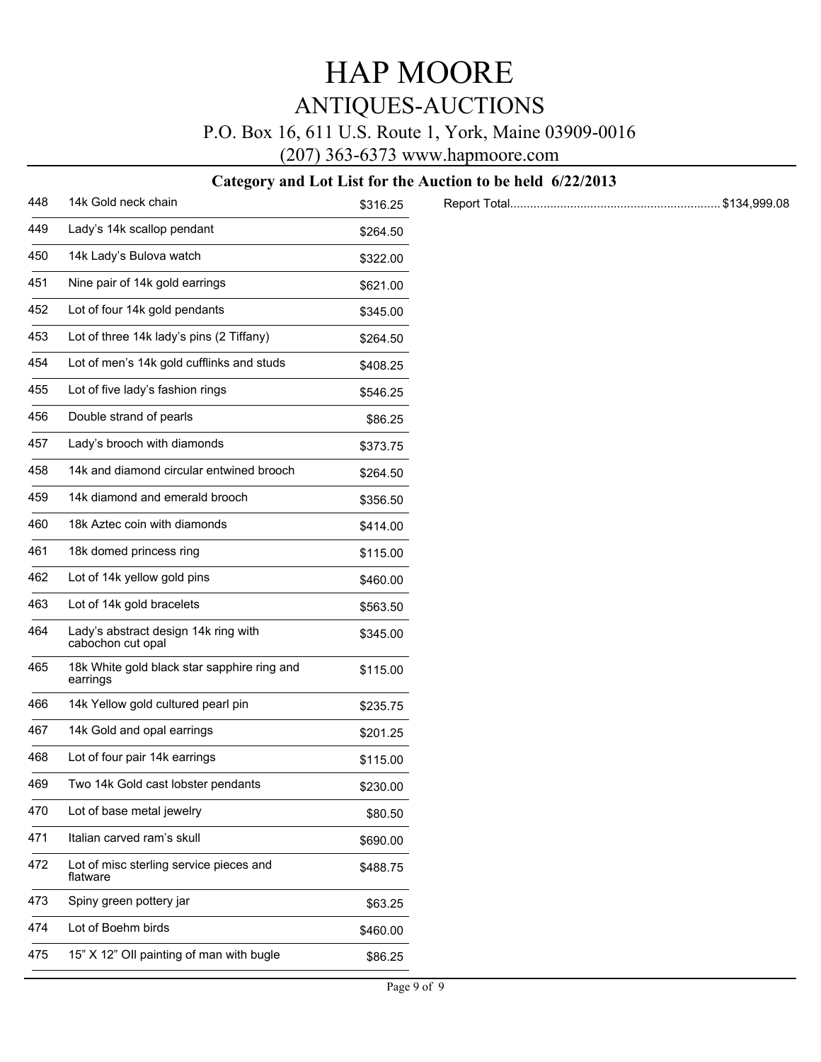# HAP MOORE

## ANTIQUES-AUCTIONS

P.O. Box 16, 611 U.S. Route 1, York, Maine 03909-0016

(207) 363-6373 www.hapmoore.com

### Category and Lot List for the Auction to be held 6/22/2013

| | | |
|---|---|---|
| 448 | 14k Gold neck chain | $316.25 |
| 449 | Lady's 14k scallop pendant | $264.50 |
| 450 | 14k Lady's Bulova watch | $322.00 |
| 451 | Nine pair of 14k gold earrings | $621.00 |
| 452 | Lot of four 14k gold pendants | $345.00 |
| 453 | Lot of three 14k lady's pins (2 Tiffany) | $264.50 |
| 454 | Lot of men's 14k gold cufflinks and studs | $408.25 |
| 455 | Lot of five lady's fashion rings | $546.25 |
| 456 | Double strand of pearls | $86.25 |
| 457 | Lady's brooch with diamonds | $373.75 |
| 458 | 14k and diamond circular entwined brooch | $264.50 |
| 459 | 14k diamond and emerald brooch | $356.50 |
| 460 | 18k Aztec coin with diamonds | $414.00 |
| 461 | 18k domed princess ring | $115.00 |
| 462 | Lot of 14k yellow gold pins | $460.00 |
| 463 | Lot of 14k gold bracelets | $563.50 |
| 464 | Lady's abstract design 14k ring with cabochon cut opal | $345.00 |
| 465 | 18k White gold black star sapphire ring and earrings | $115.00 |
| 466 | 14k Yellow gold cultured pearl pin | $235.75 |
| 467 | 14k Gold and opal earrings | $201.25 |
| 468 | Lot of four pair 14k earrings | $115.00 |
| 469 | Two 14k Gold cast lobster pendants | $230.00 |
| 470 | Lot of base metal jewelry | $80.50 |
| 471 | Italian carved ram's skull | $690.00 |
| 472 | Lot of misc sterling service pieces and flatware | $488.75 |
| 473 | Spiny green pottery jar | $63.25 |
| 474 | Lot of Boehm birds | $460.00 |
| 475 | 15" X 12" OIl painting of man with bugle | $86.25 |

Report Total.............................................................. $134,999.08